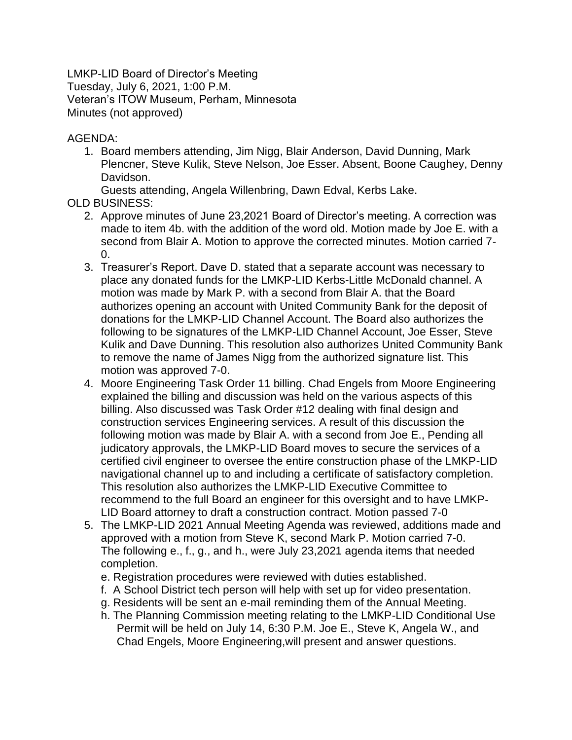LMKP-LID Board of Director's Meeting
Tuesday, July 6, 2021, 1:00 P.M.
Veteran's ITOW Museum, Perham, Minnesota
Minutes (not approved)

AGENDA:

1. Board members attending, Jim Nigg, Blair Anderson, David Dunning, Mark Plencner, Steve Kulik, Steve Nelson, Joe Esser. Absent, Boone Caughey, Denny Davidson.
   Guests attending, Angela Willenbring, Dawn Edval, Kerbs Lake.

OLD BUSINESS:

2. Approve minutes of June 23,2021 Board of Director's meeting. A correction was made to item 4b. with the addition of the word old. Motion made by Joe E. with a second from Blair A. Motion to approve the corrected minutes. Motion carried 7-0.
3. Treasurer's Report. Dave D. stated that a separate account was necessary to place any donated funds for the LMKP-LID Kerbs-Little McDonald channel. A motion was made by Mark P. with a second from Blair A. that the Board authorizes opening an account with United Community Bank for the deposit of donations for the LMKP-LID Channel Account. The Board also authorizes the following to be signatures of the LMKP-LID Channel Account, Joe Esser, Steve Kulik and Dave Dunning. This resolution also authorizes United Community Bank to remove the name of James Nigg from the authorized signature list. This motion was approved 7-0.
4. Moore Engineering Task Order 11 billing. Chad Engels from Moore Engineering explained the billing and discussion was held on the various aspects of this billing. Also discussed was Task Order #12 dealing with final design and construction services Engineering services. A result of this discussion the following motion was made by Blair A. with a second from Joe E., Pending all judicatory approvals, the LMKP-LID Board moves to secure the services of a certified civil engineer to oversee the entire construction phase of the LMKP-LID navigational channel up to and including a certificate of satisfactory completion. This resolution also authorizes the LMKP-LID Executive Committee to recommend to the full Board an engineer for this oversight and to have LMKP-LID Board attorney to draft a construction contract. Motion passed 7-0
5. The LMKP-LID 2021 Annual Meeting Agenda was reviewed, additions made and approved with a motion from Steve K, second Mark P. Motion carried 7-0. The following e., f., g., and h., were July 23,2021 agenda items that needed completion.
   e. Registration procedures were reviewed with duties established.
   f. A School District tech person will help with set up for video presentation.
   g. Residents will be sent an e-mail reminding them of the Annual Meeting.
   h. The Planning Commission meeting relating to the LMKP-LID Conditional Use Permit will be held on July 14, 6:30 P.M. Joe E., Steve K, Angela W., and Chad Engels, Moore Engineering,will present and answer questions.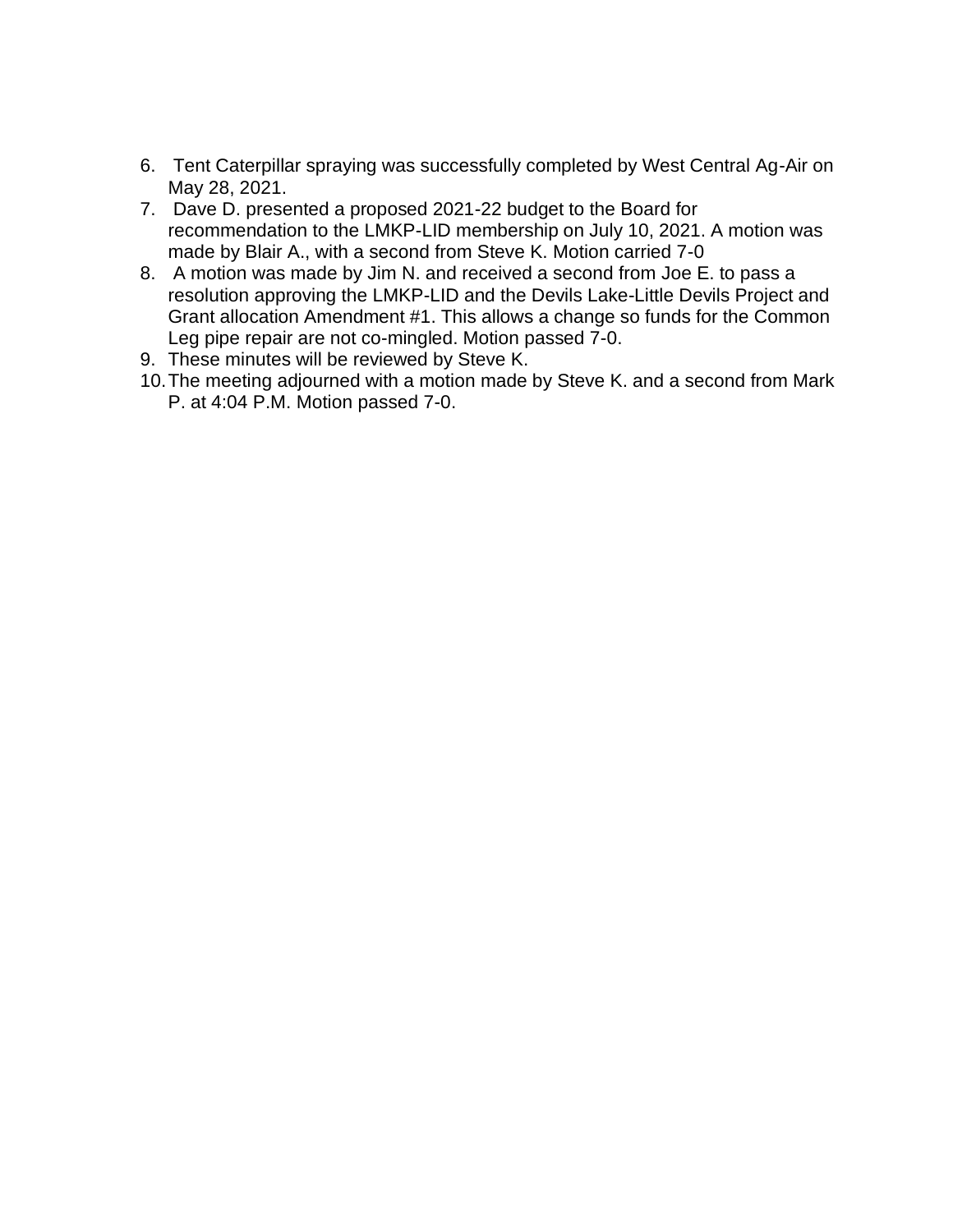6. Tent Caterpillar spraying was successfully completed by West Central Ag-Air on May 28, 2021.
7. Dave D. presented a proposed 2021-22 budget to the Board for recommendation to the LMKP-LID membership on July 10, 2021. A motion was made by Blair A., with a second from Steve K. Motion carried 7-0
8. A motion was made by Jim N. and received a second from Joe E. to pass a resolution approving the LMKP-LID and the Devils Lake-Little Devils Project and Grant allocation Amendment #1. This allows a change so funds for the Common Leg pipe repair are not co-mingled. Motion passed 7-0.
9. These minutes will be reviewed by Steve K.
10. The meeting adjourned with a motion made by Steve K. and a second from Mark P. at 4:04 P.M. Motion passed 7-0.